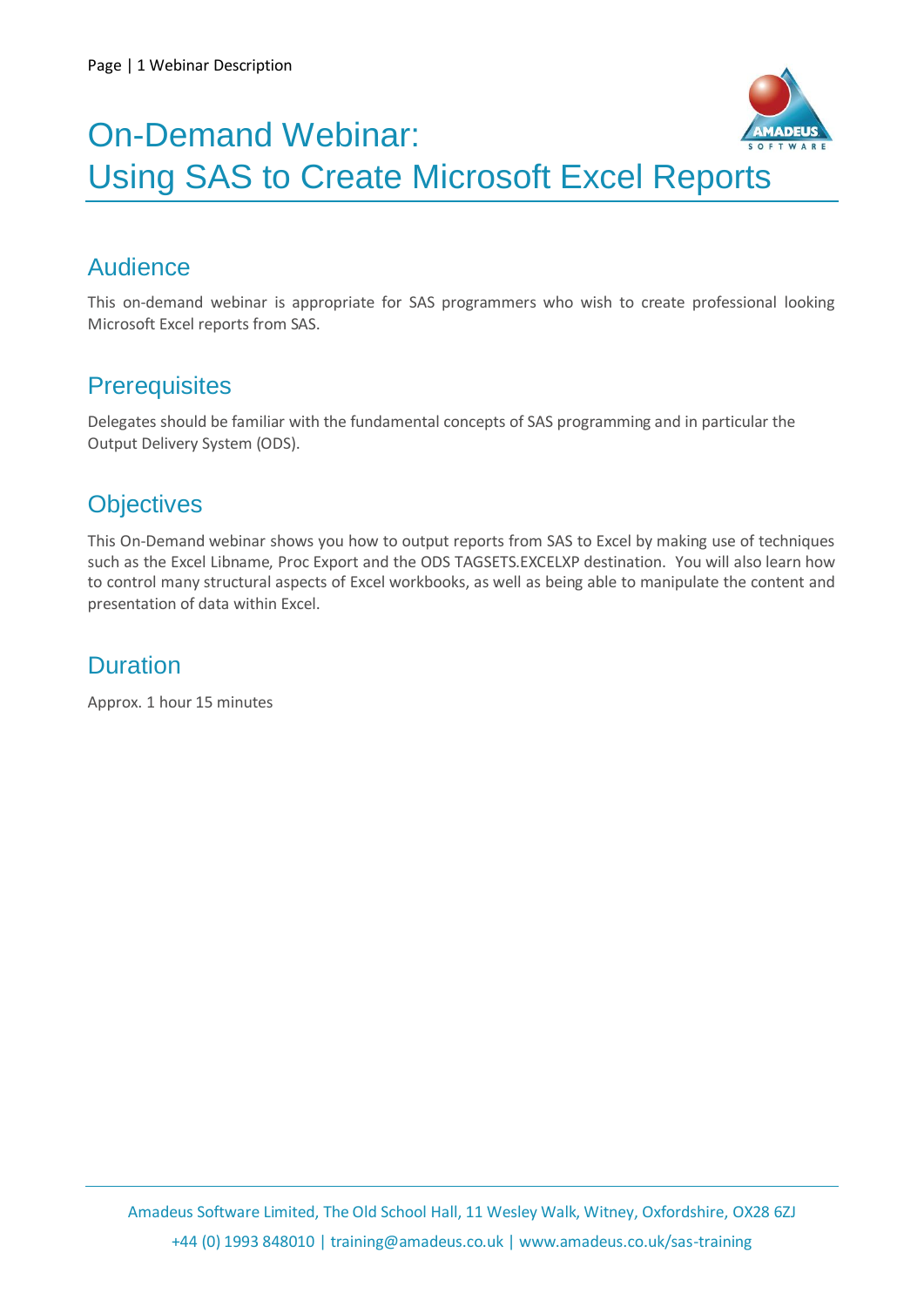# On-Demand Webinar: Using SAS to Create Microsoft Excel Reports

## Audience

This on-demand webinar is appropriate for SAS programmers who wish to create professional looking Microsoft Excel reports from SAS.

## Prerequisites

Delegates should be familiar with the fundamental concepts of SAS programming and in particular the Output Delivery System (ODS).

## Objectives

This On-Demand webinar shows you how to output reports from SAS to Excel by making use of techniques such as the Excel Libname, Proc Export and the ODS TAGSETS.EXCELXP destination. You will also learn how to control many structural aspects of Excel workbooks, as well as being able to manipulate the content and presentation of data within Excel.

## Duration

Approx. 1 hour 15 minutes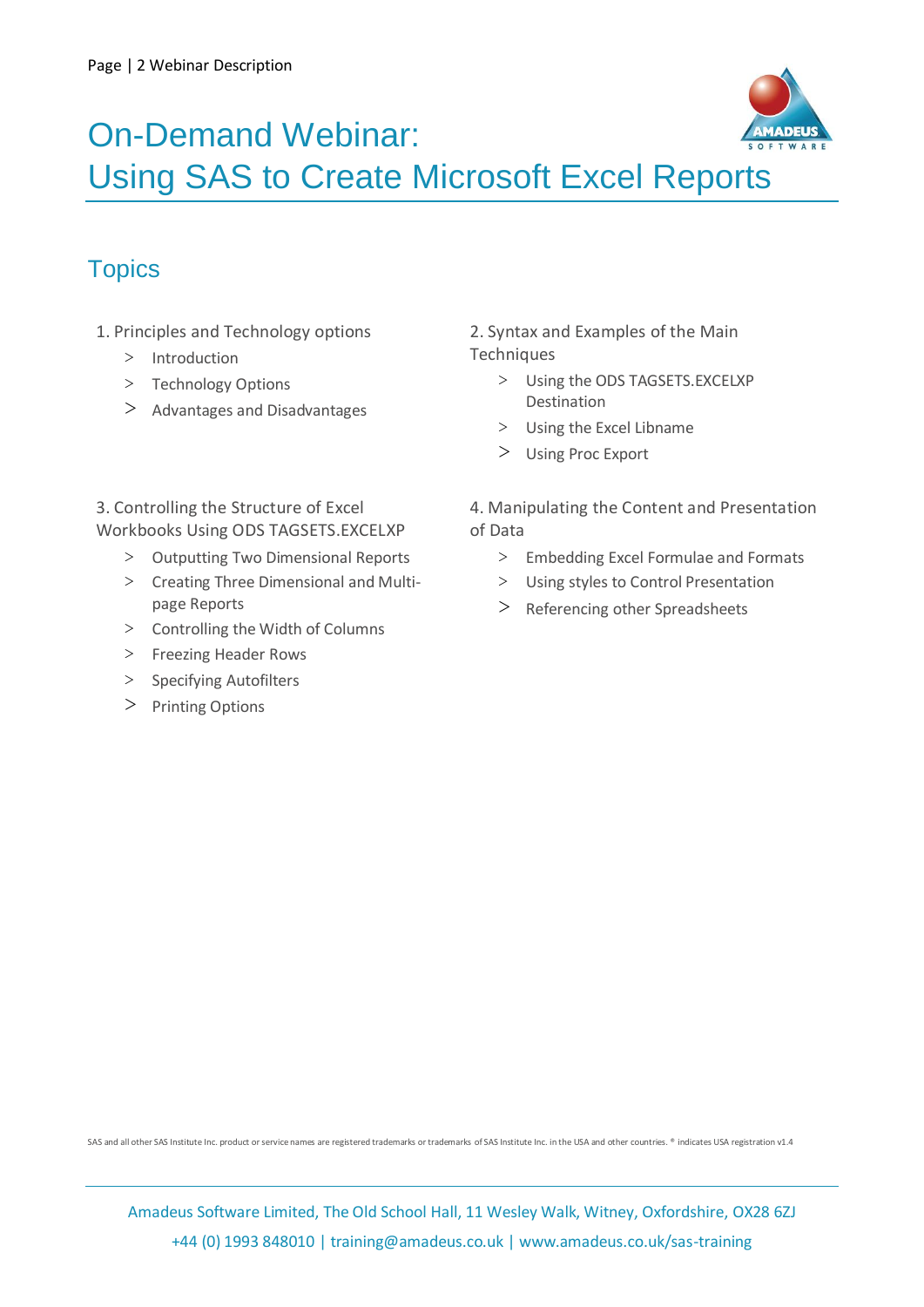# On-Demand Webinar: Using SAS to Create Microsoft Excel Reports

## Topics

1. Principles and Technology options
   - Introduction
   - Technology Options
   - Advantages and Disadvantages

2. Syntax and Examples of the Main Techniques
   - Using the ODS TAGSETS.EXCELXP Destination
   - Using the Excel Libname
   - Using Proc Export

3. Controlling the Structure of Excel Workbooks Using ODS TAGSETS.EXCELXP
   - Outputting Two Dimensional Reports
   - Creating Three Dimensional and Multi-page Reports
   - Controlling the Width of Columns
   - Freezing Header Rows
   - Specifying Autofilters
   - Printing Options

4. Manipulating the Content and Presentation of Data
   - Embedding Excel Formulae and Formats
   - Using styles to Control Presentation
   - Referencing other Spreadsheets

SAS and all other SAS Institute Inc. product or service names are registered trademarks or trademarks of SAS Institute Inc. in the USA and other countries. ® indicates USA registration v1.4

Amadeus Software Limited, The Old School Hall, 11 Wesley Walk, Witney, Oxfordshire, OX28 6ZJ
+44 (0) 1993 848010 | training@amadeus.co.uk | www.amadeus.co.uk/sas-training